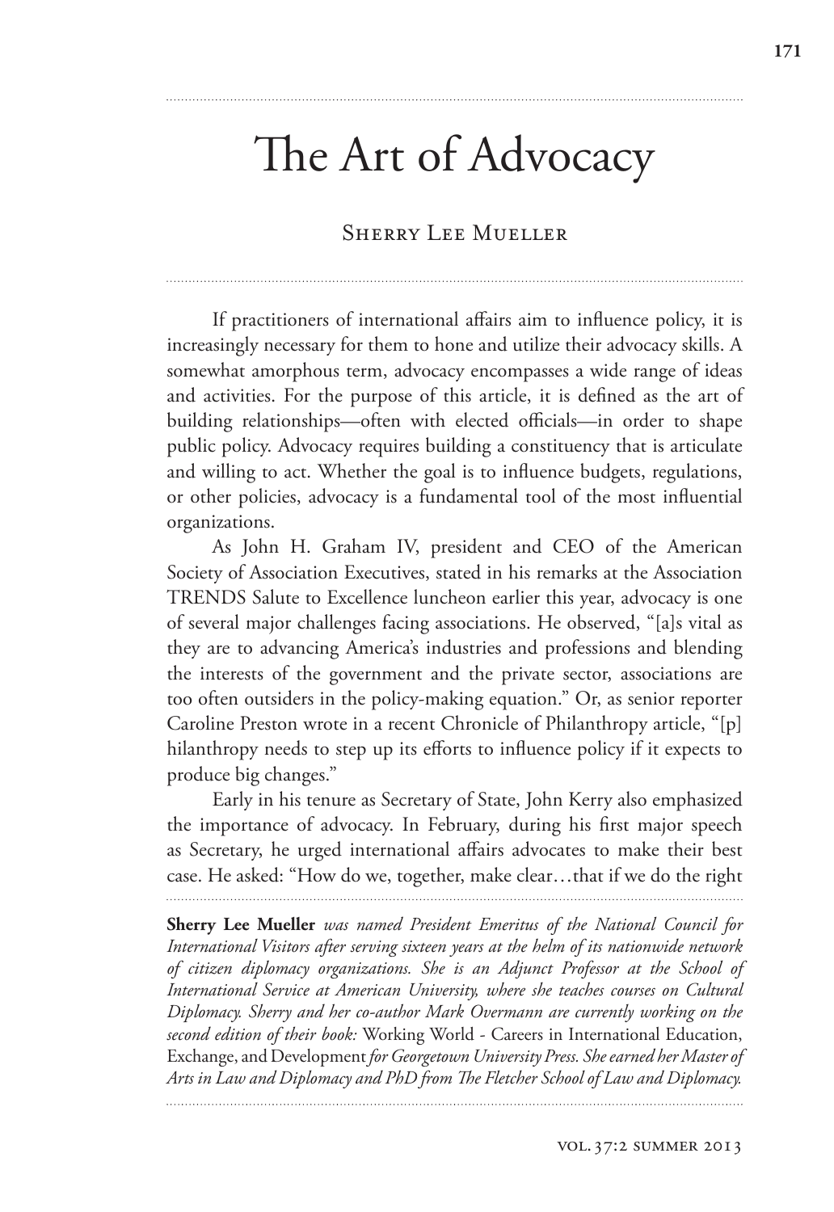# The Art of Advocacy

## Sherry Lee Mueller

If practitioners of international affairs aim to influence policy, it is increasingly necessary for them to hone and utilize their advocacy skills. A somewhat amorphous term, advocacy encompasses a wide range of ideas and activities. For the purpose of this article, it is defined as the art of building relationships—often with elected officials—in order to shape public policy. Advocacy requires building a constituency that is articulate and willing to act. Whether the goal is to influence budgets, regulations, or other policies, advocacy is a fundamental tool of the most influential organizations.

As John H. Graham IV, president and CEO of the American Society of Association Executives, stated in his remarks at the Association TRENDS Salute to Excellence luncheon earlier this year, advocacy is one of several major challenges facing associations. He observed, "[a]s vital as they are to advancing America's industries and professions and blending the interests of the government and the private sector, associations are too often outsiders in the policy-making equation." Or, as senior reporter Caroline Preston wrote in a recent Chronicle of Philanthropy article, "[p]hilanthropy needs to step up its efforts to influence policy if it expects to produce big changes."

Early in his tenure as Secretary of State, John Kerry also emphasized the importance of advocacy. In February, during his first major speech as Secretary, he urged international affairs advocates to make their best case. He asked: "How do we, together, make clear…that if we do the right

---

**Sherry Lee Mueller** *was named President Emeritus of the National Council for International Visitors after serving sixteen years at the helm of its nationwide network of citizen diplomacy organizations. She is an Adjunct Professor at the School of International Service at American University, where she teaches courses on Cultural Diplomacy. Sherry and her co-author Mark Overmann are currently working on the second edition of their book:* Working World - Careers in International Education, Exchange, and Development *for Georgetown University Press. She earned her Master of Arts in Law and Diplomacy and PhD from The Fletcher School of Law and Diplomacy.*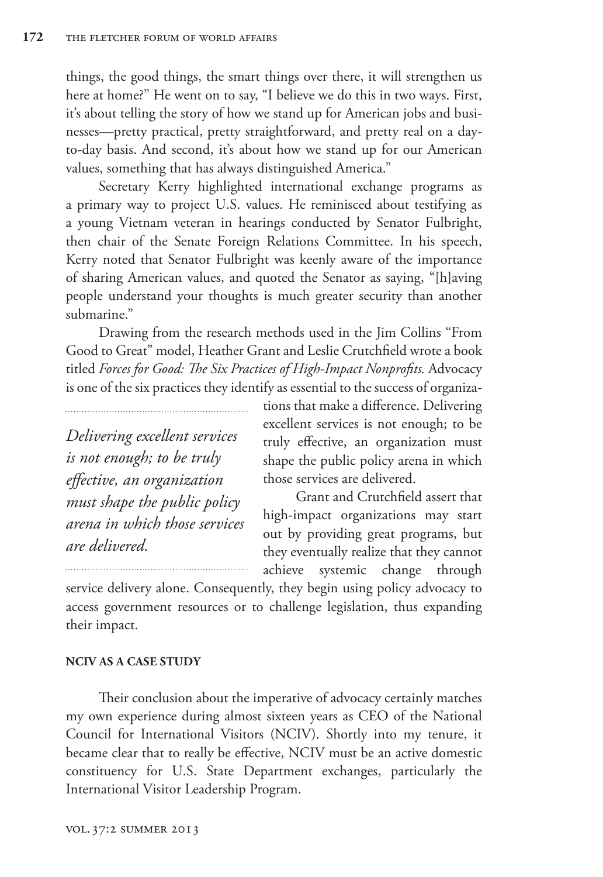things, the good things, the smart things over there, it will strengthen us here at home?" He went on to say, "I believe we do this in two ways. First, it's about telling the story of how we stand up for American jobs and businesses—pretty practical, pretty straightforward, and pretty real on a day-to-day basis. And second, it's about how we stand up for our American values, something that has always distinguished America."

Secretary Kerry highlighted international exchange programs as a primary way to project U.S. values. He reminisced about testifying as a young Vietnam veteran in hearings conducted by Senator Fulbright, then chair of the Senate Foreign Relations Committee. In his speech, Kerry noted that Senator Fulbright was keenly aware of the importance of sharing American values, and quoted the Senator as saying, "[h]aving people understand your thoughts is much greater security than another submarine."

Drawing from the research methods used in the Jim Collins "From Good to Great" model, Heather Grant and Leslie Crutchfield wrote a book titled *Forces for Good: The Six Practices of High-Impact Nonprofits.* Advocacy is one of the six practices they identify as essential to the success of organizations that make a difference. Delivering excellent services is not enough; to be truly effective, an organization must shape the public policy arena in which those services are delivered.

*Delivering excellent services is not enough; to be truly effective, an organization must shape the public policy arena in which those services are delivered.*

Grant and Crutchfield assert that high-impact organizations may start out by providing great programs, but they eventually realize that they cannot achieve systemic change through service delivery alone. Consequently, they begin using policy advocacy to access government resources or to challenge legislation, thus expanding their impact.

## NCIV AS A CASE STUDY

Their conclusion about the imperative of advocacy certainly matches my own experience during almost sixteen years as CEO of the National Council for International Visitors (NCIV). Shortly into my tenure, it became clear that to really be effective, NCIV must be an active domestic constituency for U.S. State Department exchanges, particularly the International Visitor Leadership Program.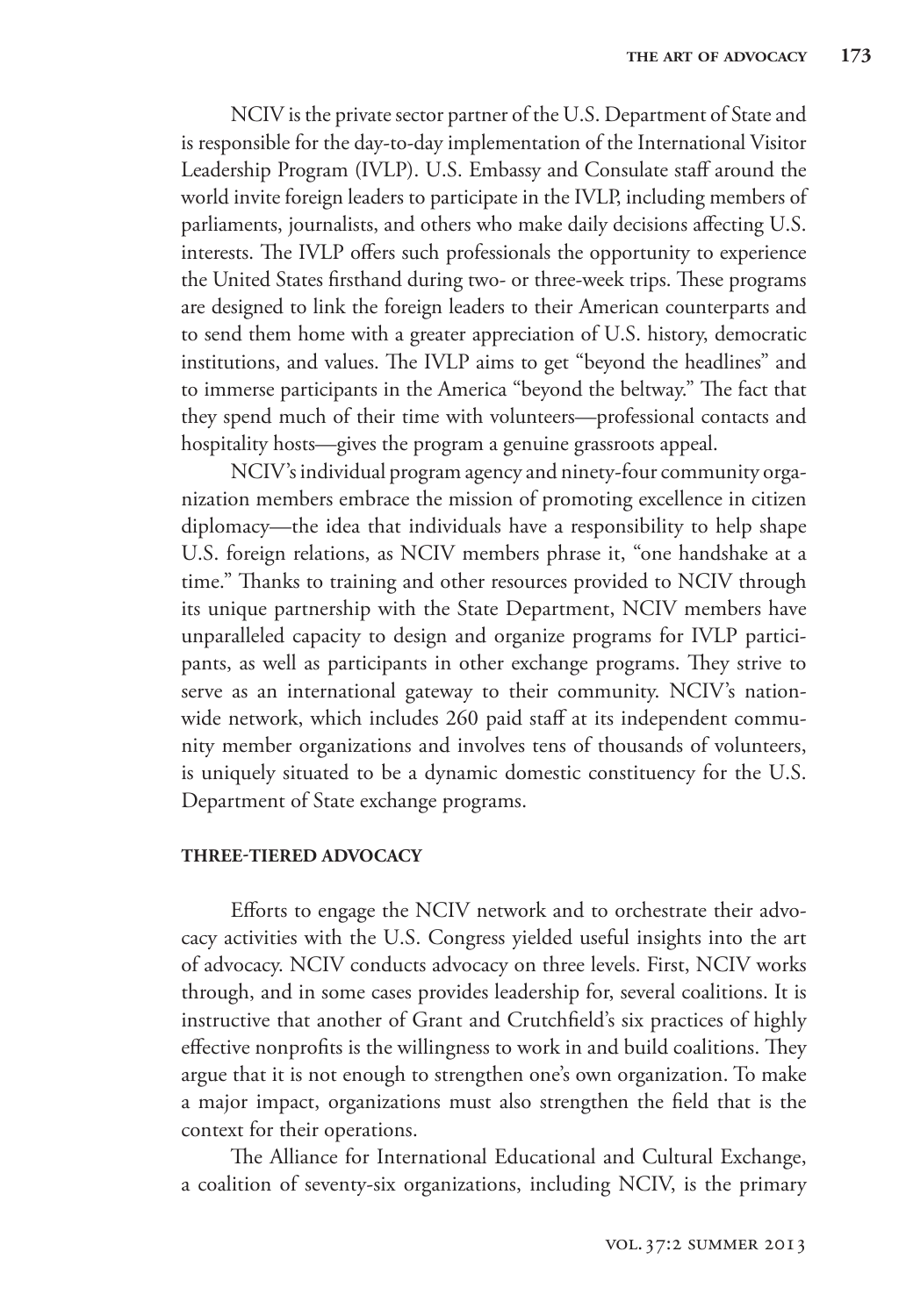NCIV is the private sector partner of the U.S. Department of State and is responsible for the day-to-day implementation of the International Visitor Leadership Program (IVLP). U.S. Embassy and Consulate staff around the world invite foreign leaders to participate in the IVLP, including members of parliaments, journalists, and others who make daily decisions affecting U.S. interests. The IVLP offers such professionals the opportunity to experience the United States firsthand during two- or three-week trips. These programs are designed to link the foreign leaders to their American counterparts and to send them home with a greater appreciation of U.S. history, democratic institutions, and values. The IVLP aims to get "beyond the headlines" and to immerse participants in the America "beyond the beltway." The fact that they spend much of their time with volunteers—professional contacts and hospitality hosts—gives the program a genuine grassroots appeal.

NCIV's individual program agency and ninety-four community organization members embrace the mission of promoting excellence in citizen diplomacy—the idea that individuals have a responsibility to help shape U.S. foreign relations, as NCIV members phrase it, "one handshake at a time." Thanks to training and other resources provided to NCIV through its unique partnership with the State Department, NCIV members have unparalleled capacity to design and organize programs for IVLP participants, as well as participants in other exchange programs. They strive to serve as an international gateway to their community. NCIV's nationwide network, which includes 260 paid staff at its independent community member organizations and involves tens of thousands of volunteers, is uniquely situated to be a dynamic domestic constituency for the U.S. Department of State exchange programs.

## THREE-TIERED ADVOCACY

Efforts to engage the NCIV network and to orchestrate their advocacy activities with the U.S. Congress yielded useful insights into the art of advocacy. NCIV conducts advocacy on three levels. First, NCIV works through, and in some cases provides leadership for, several coalitions. It is instructive that another of Grant and Crutchfield's six practices of highly effective nonprofits is the willingness to work in and build coalitions. They argue that it is not enough to strengthen one's own organization. To make a major impact, organizations must also strengthen the field that is the context for their operations.

The Alliance for International Educational and Cultural Exchange, a coalition of seventy-six organizations, including NCIV, is the primary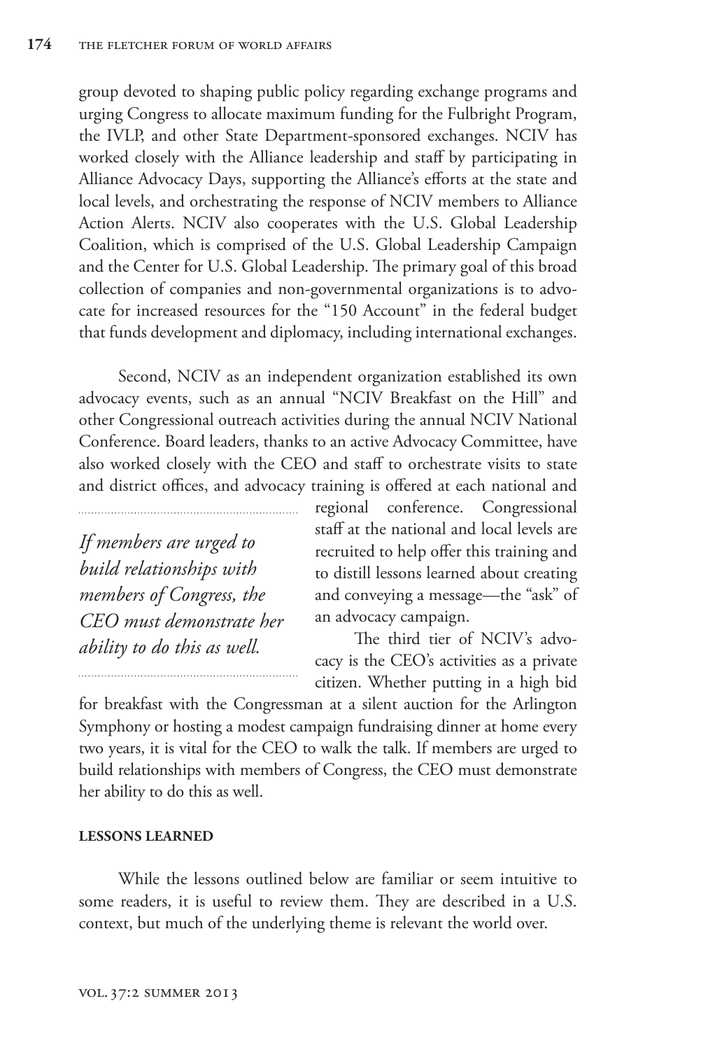group devoted to shaping public policy regarding exchange programs and urging Congress to allocate maximum funding for the Fulbright Program, the IVLP, and other State Department-sponsored exchanges. NCIV has worked closely with the Alliance leadership and staff by participating in Alliance Advocacy Days, supporting the Alliance's efforts at the state and local levels, and orchestrating the response of NCIV members to Alliance Action Alerts. NCIV also cooperates with the U.S. Global Leadership Coalition, which is comprised of the U.S. Global Leadership Campaign and the Center for U.S. Global Leadership. The primary goal of this broad collection of companies and non-governmental organizations is to advocate for increased resources for the "150 Account" in the federal budget that funds development and diplomacy, including international exchanges.

Second, NCIV as an independent organization established its own advocacy events, such as an annual "NCIV Breakfast on the Hill" and other Congressional outreach activities during the annual NCIV National Conference. Board leaders, thanks to an active Advocacy Committee, have also worked closely with the CEO and staff to orchestrate visits to state and district offices, and advocacy training is offered at each national and regional conference. Congressional staff at the national and local levels are recruited to help offer this training and to distill lessons learned about creating and conveying a message—the "ask" of an advocacy campaign.

*If members are urged to build relationships with members of Congress, the CEO must demonstrate her ability to do this as well.*

The third tier of NCIV's advocacy is the CEO's activities as a private citizen. Whether putting in a high bid for breakfast with the Congressman at a silent auction for the Arlington Symphony or hosting a modest campaign fundraising dinner at home every two years, it is vital for the CEO to walk the talk. If members are urged to build relationships with members of Congress, the CEO must demonstrate her ability to do this as well.

## LESSONS LEARNED

While the lessons outlined below are familiar or seem intuitive to some readers, it is useful to review them. They are described in a U.S. context, but much of the underlying theme is relevant the world over.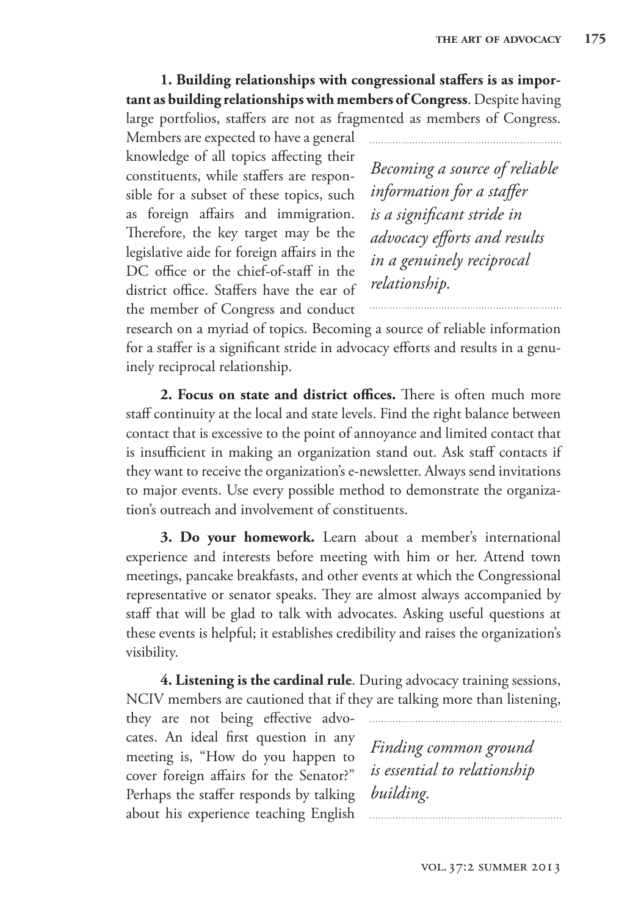**1. Building relationships with congressional staffers is as important as building relationships with members of Congress**. Despite having large portfolios, staffers are not as fragmented as members of Congress. Members are expected to have a general knowledge of all topics affecting their constituents, while staffers are responsible for a subset of these topics, such as foreign affairs and immigration. Therefore, the key target may be the legislative aide for foreign affairs in the DC office or the chief-of-staff in the district office. Staffers have the ear of the member of Congress and conduct research on a myriad of topics. Becoming a source of reliable information for a staffer is a significant stride in advocacy efforts and results in a genuinely reciprocal relationship.

*Becoming a source of reliable information for a staffer is a significant stride in advocacy efforts and results in a genuinely reciprocal relationship.*

**2. Focus on state and district offices.** There is often much more staff continuity at the local and state levels. Find the right balance between contact that is excessive to the point of annoyance and limited contact that is insufficient in making an organization stand out. Ask staff contacts if they want to receive the organization's e-newsletter. Always send invitations to major events. Use every possible method to demonstrate the organization's outreach and involvement of constituents.

**3. Do your homework.** Learn about a member's international experience and interests before meeting with him or her. Attend town meetings, pancake breakfasts, and other events at which the Congressional representative or senator speaks. They are almost always accompanied by staff that will be glad to talk with advocates. Asking useful questions at these events is helpful; it establishes credibility and raises the organization's visibility.

**4. Listening is the cardinal rule**. During advocacy training sessions, NCIV members are cautioned that if they are talking more than listening, they are not being effective advocates. An ideal first question in any meeting is, "How do you happen to cover foreign affairs for the Senator?" Perhaps the staffer responds by talking about his experience teaching English

*Finding common ground is essential to relationship building.*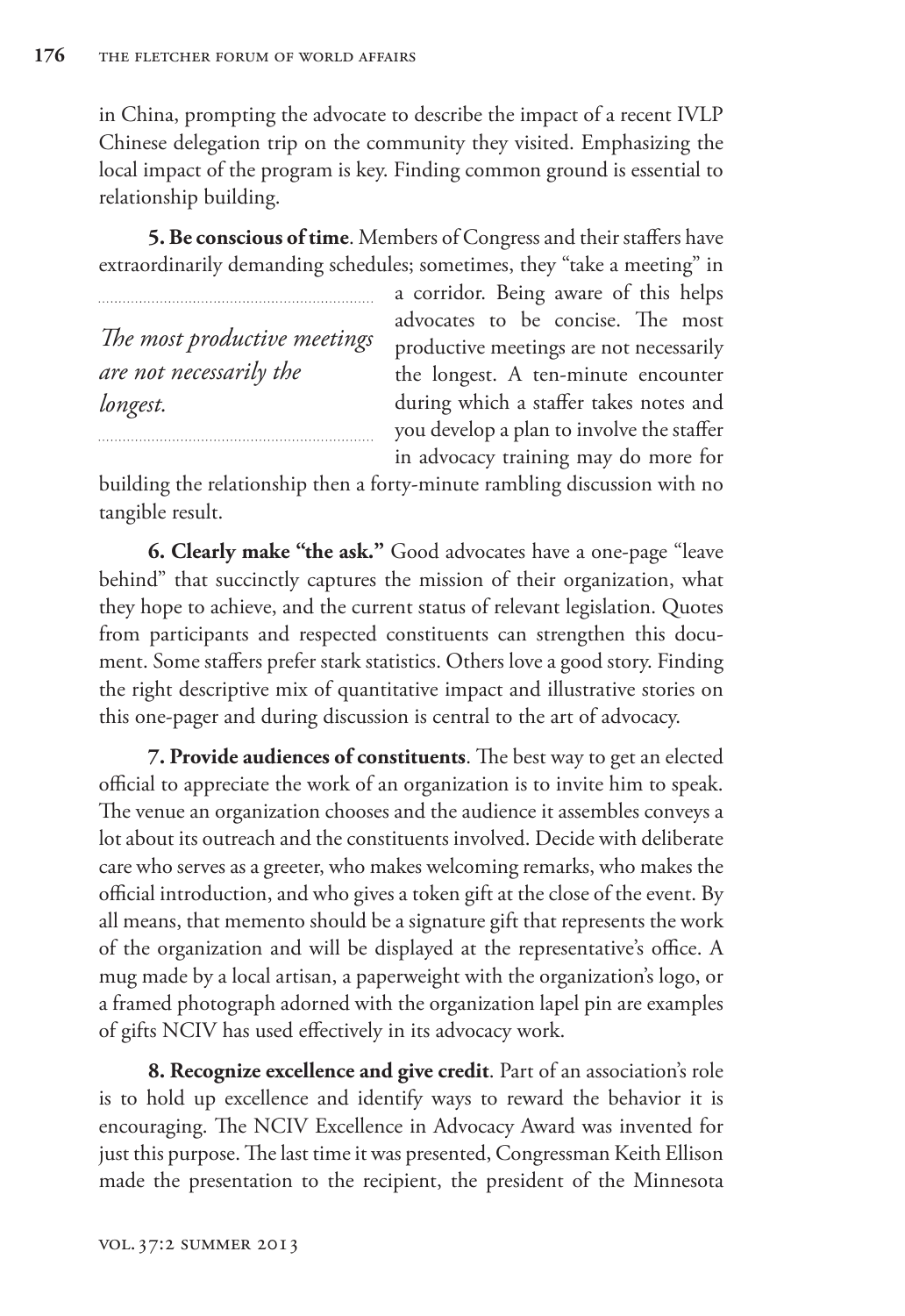in China, prompting the advocate to describe the impact of a recent IVLP Chinese delegation trip on the community they visited. Emphasizing the local impact of the program is key. Finding common ground is essential to relationship building.

**5. Be conscious of time**. Members of Congress and their staffers have extraordinarily demanding schedules; sometimes, they "take a meeting" in a corridor. Being aware of this helps advocates to be concise. The most productive meetings are not necessarily the longest. A ten-minute encounter during which a staffer takes notes and you develop a plan to involve the staffer in advocacy training may do more for building the relationship then a forty-minute rambling discussion with no tangible result.

*The most productive meetings are not necessarily the longest.*

**6. Clearly make "the ask."** Good advocates have a one-page "leave behind" that succinctly captures the mission of their organization, what they hope to achieve, and the current status of relevant legislation. Quotes from participants and respected constituents can strengthen this document. Some staffers prefer stark statistics. Others love a good story. Finding the right descriptive mix of quantitative impact and illustrative stories on this one-pager and during discussion is central to the art of advocacy.

**7. Provide audiences of constituents**. The best way to get an elected official to appreciate the work of an organization is to invite him to speak. The venue an organization chooses and the audience it assembles conveys a lot about its outreach and the constituents involved. Decide with deliberate care who serves as a greeter, who makes welcoming remarks, who makes the official introduction, and who gives a token gift at the close of the event. By all means, that memento should be a signature gift that represents the work of the organization and will be displayed at the representative's office. A mug made by a local artisan, a paperweight with the organization's logo, or a framed photograph adorned with the organization lapel pin are examples of gifts NCIV has used effectively in its advocacy work.

**8. Recognize excellence and give credit**. Part of an association's role is to hold up excellence and identify ways to reward the behavior it is encouraging. The NCIV Excellence in Advocacy Award was invented for just this purpose. The last time it was presented, Congressman Keith Ellison made the presentation to the recipient, the president of the Minnesota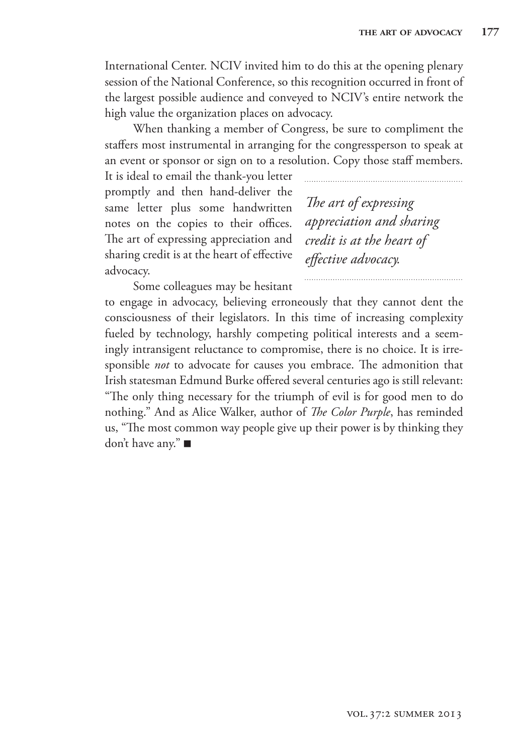International Center. NCIV invited him to do this at the opening plenary session of the National Conference, so this recognition occurred in front of the largest possible audience and conveyed to NCIV's entire network the high value the organization places on advocacy.

When thanking a member of Congress, be sure to compliment the staffers most instrumental in arranging for the congressperson to speak at an event or sponsor or sign on to a resolution. Copy those staff members. It is ideal to email the thank-you letter promptly and then hand-deliver the same letter plus some handwritten notes on the copies to their offices. The art of expressing appreciation and sharing credit is at the heart of effective advocacy.

> *The art of expressing appreciation and sharing credit is at the heart of effective advocacy.*

Some colleagues may be hesitant to engage in advocacy, believing erroneously that they cannot dent the consciousness of their legislators. In this time of increasing complexity fueled by technology, harshly competing political interests and a seemingly intransigent reluctance to compromise, there is no choice. It is irresponsible *not* to advocate for causes you embrace. The admonition that Irish statesman Edmund Burke offered several centuries ago is still relevant: "The only thing necessary for the triumph of evil is for good men to do nothing." And as Alice Walker, author of *The Color Purple*, has reminded us, "The most common way people give up their power is by thinking they don't have any." ■